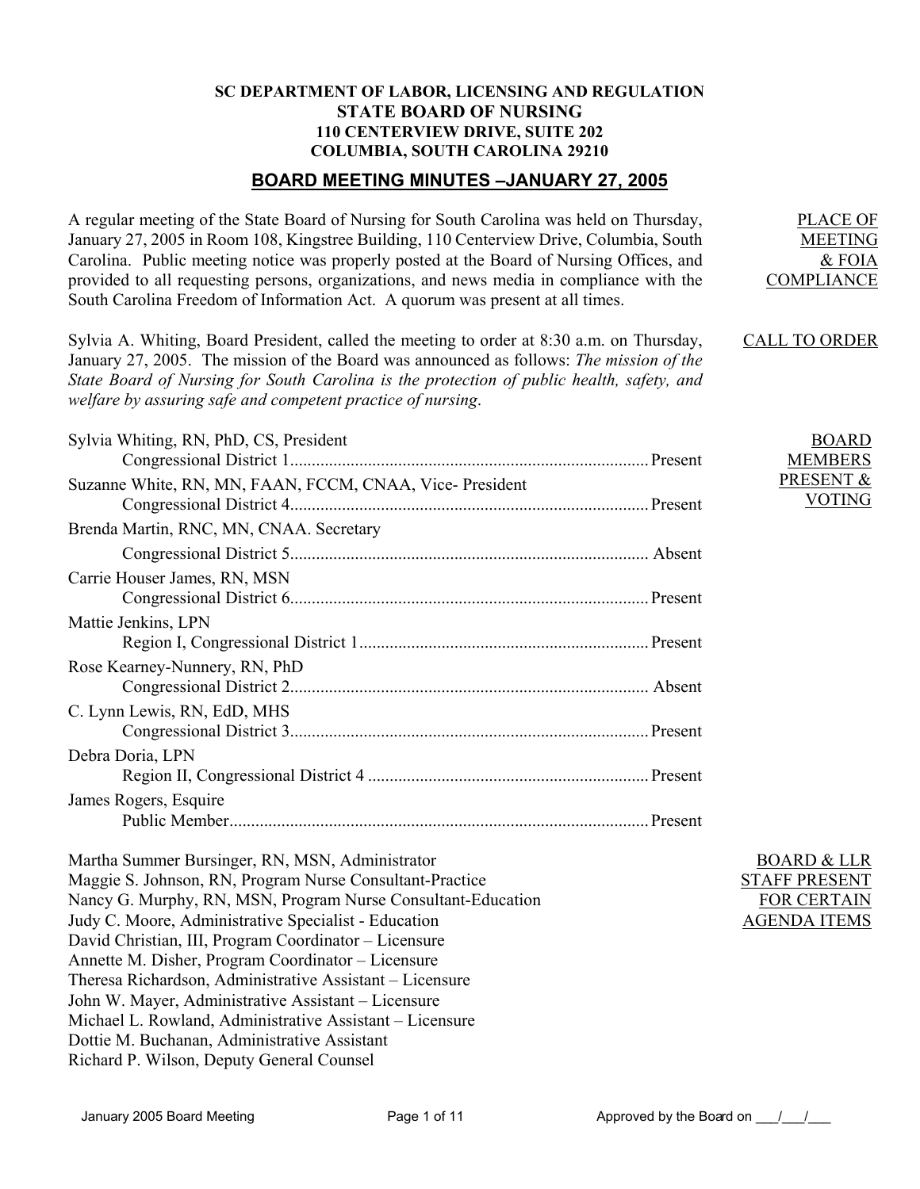**SC DEPARTMENT OF LABOR, LICENSING AND REGULATION**
**STATE BOARD OF NURSING**
**110 CENTERVIEW DRIVE, SUITE 202**
**COLUMBIA, SOUTH CAROLINA 29210**

# BOARD MEETING MINUTES –JANUARY 27, 2005

PLACE OF MEETING & FOIA COMPLIANCE

A regular meeting of the State Board of Nursing for South Carolina was held on Thursday, January 27, 2005 in Room 108, Kingstree Building, 110 Centerview Drive, Columbia, South Carolina. Public meeting notice was properly posted at the Board of Nursing Offices, and provided to all requesting persons, organizations, and news media in compliance with the South Carolina Freedom of Information Act. A quorum was present at all times.

CALL TO ORDER

Sylvia A. Whiting, Board President, called the meeting to order at 8:30 a.m. on Thursday, January 27, 2005. The mission of the Board was announced as follows: *The mission of the State Board of Nursing for South Carolina is the protection of public health, safety, and welfare by assuring safe and competent practice of nursing.*

BOARD MEMBERS PRESENT & VOTING

Sylvia Whiting, RN, PhD, CS, President
Congressional District 1 .......... Present

Suzanne White, RN, MN, FAAN, FCCM, CNAA, Vice- President
Congressional District 4 .......... Present

Brenda Martin, RNC, MN, CNAA. Secretary
Congressional District 5 .......... Absent

Carrie Houser James, RN, MSN
Congressional District 6 .......... Present

Mattie Jenkins, LPN
Region I, Congressional District 1 .......... Present

Rose Kearney-Nunnery, RN, PhD
Congressional District 2 .......... Absent

C. Lynn Lewis, RN, EdD, MHS
Congressional District 3 .......... Present

Debra Doria, LPN
Region II, Congressional District 4 .......... Present

James Rogers, Esquire
Public Member .......... Present

BOARD & LLR STAFF PRESENT FOR CERTAIN AGENDA ITEMS

Martha Summer Bursinger, RN, MSN, Administrator
Maggie S. Johnson, RN, Program Nurse Consultant-Practice
Nancy G. Murphy, RN, MSN, Program Nurse Consultant-Education
Judy C. Moore, Administrative Specialist - Education
David Christian, III, Program Coordinator – Licensure
Annette M. Disher, Program Coordinator – Licensure
Theresa Richardson, Administrative Assistant – Licensure
John W. Mayer, Administrative Assistant – Licensure
Michael L. Rowland, Administrative Assistant – Licensure
Dottie M. Buchanan, Administrative Assistant
Richard P. Wilson, Deputy General Counsel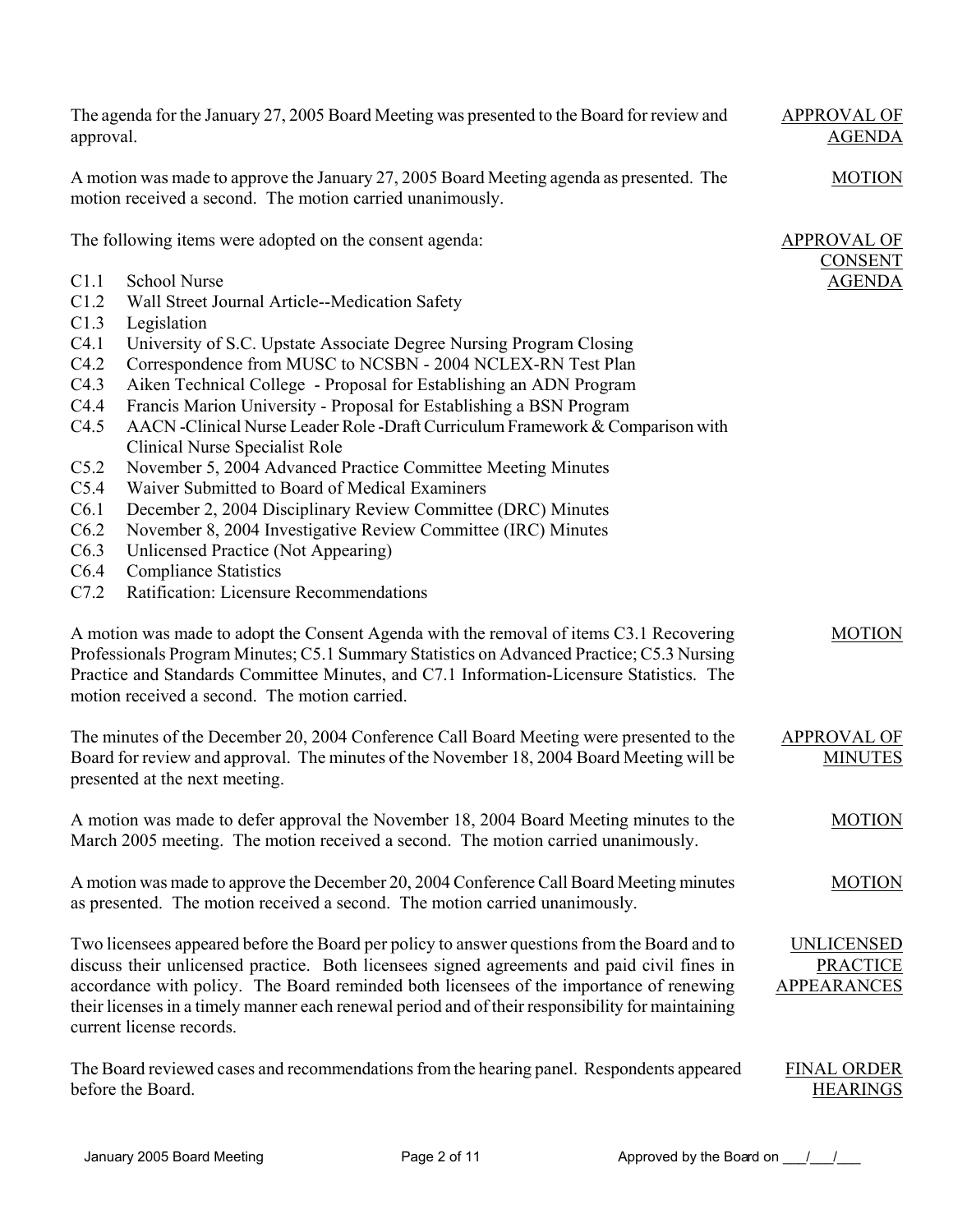**APPROVAL OF AGENDA**

The agenda for the January 27, 2005 Board Meeting was presented to the Board for review and approval.

**MOTION**

A motion was made to approve the January 27, 2005 Board Meeting agenda as presented. The motion received a second. The motion carried unanimously.

**APPROVAL OF CONSENT AGENDA**

The following items were adopted on the consent agenda:

- C1.1 School Nurse
- C1.2 Wall Street Journal Article--Medication Safety
- C1.3 Legislation
- C4.1 University of S.C. Upstate Associate Degree Nursing Program Closing
- C4.2 Correspondence from MUSC to NCSBN - 2004 NCLEX-RN Test Plan
- C4.3 Aiken Technical College - Proposal for Establishing an ADN Program
- C4.4 Francis Marion University - Proposal for Establishing a BSN Program
- C4.5 AACN -Clinical Nurse Leader Role -Draft Curriculum Framework & Comparison with Clinical Nurse Specialist Role
- C5.2 November 5, 2004 Advanced Practice Committee Meeting Minutes
- C5.4 Waiver Submitted to Board of Medical Examiners
- C6.1 December 2, 2004 Disciplinary Review Committee (DRC) Minutes
- C6.2 November 8, 2004 Investigative Review Committee (IRC) Minutes
- C6.3 Unlicensed Practice (Not Appearing)
- C6.4 Compliance Statistics
- C7.2 Ratification: Licensure Recommendations

**MOTION**

A motion was made to adopt the Consent Agenda with the removal of items C3.1 Recovering Professionals Program Minutes; C5.1 Summary Statistics on Advanced Practice; C5.3 Nursing Practice and Standards Committee Minutes, and C7.1 Information-Licensure Statistics. The motion received a second. The motion carried.

**APPROVAL OF MINUTES**

The minutes of the December 20, 2004 Conference Call Board Meeting were presented to the Board for review and approval. The minutes of the November 18, 2004 Board Meeting will be presented at the next meeting.

**MOTION**

A motion was made to defer approval the November 18, 2004 Board Meeting minutes to the March 2005 meeting. The motion received a second. The motion carried unanimously.

**MOTION**

A motion was made to approve the December 20, 2004 Conference Call Board Meeting minutes as presented. The motion received a second. The motion carried unanimously.

**UNLICENSED PRACTICE APPEARANCES**

Two licensees appeared before the Board per policy to answer questions from the Board and to discuss their unlicensed practice. Both licensees signed agreements and paid civil fines in accordance with policy. The Board reminded both licensees of the importance of renewing their licenses in a timely manner each renewal period and of their responsibility for maintaining current license records.

**FINAL ORDER HEARINGS**

The Board reviewed cases and recommendations from the hearing panel. Respondents appeared before the Board.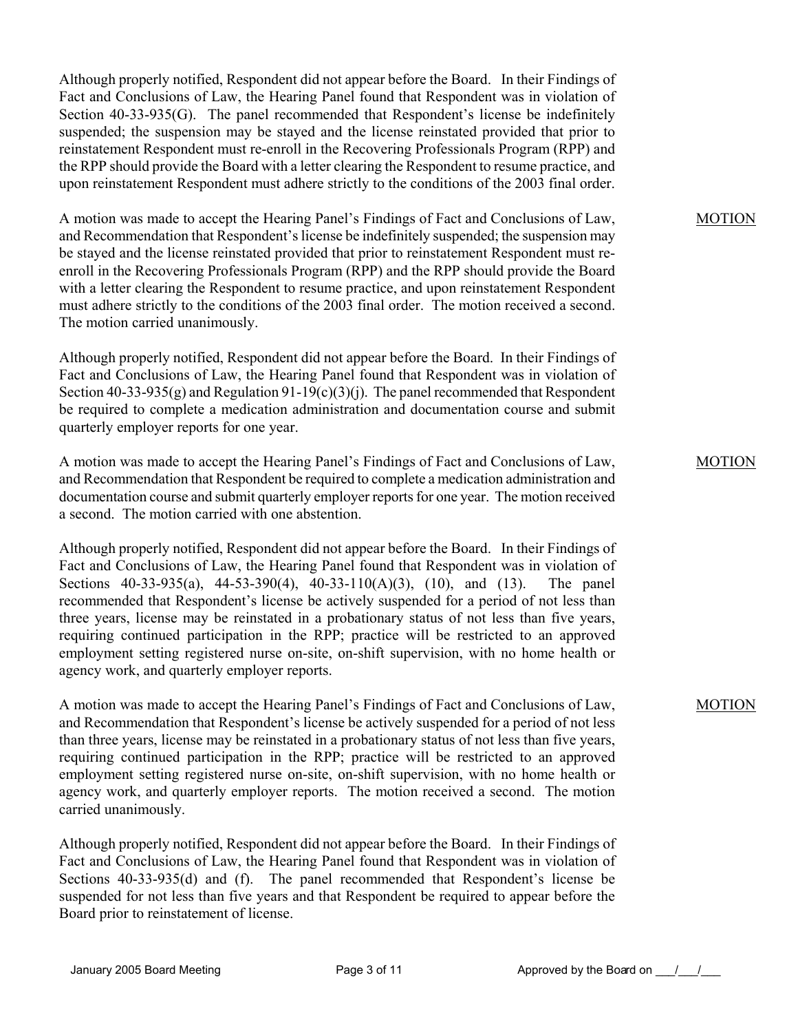Although properly notified, Respondent did not appear before the Board. In their Findings of Fact and Conclusions of Law, the Hearing Panel found that Respondent was in violation of Section 40-33-935(G). The panel recommended that Respondent's license be indefinitely suspended; the suspension may be stayed and the license reinstated provided that prior to reinstatement Respondent must re-enroll in the Recovering Professionals Program (RPP) and the RPP should provide the Board with a letter clearing the Respondent to resume practice, and upon reinstatement Respondent must adhere strictly to the conditions of the 2003 final order.

MOTION

A motion was made to accept the Hearing Panel's Findings of Fact and Conclusions of Law, and Recommendation that Respondent's license be indefinitely suspended; the suspension may be stayed and the license reinstated provided that prior to reinstatement Respondent must re-enroll in the Recovering Professionals Program (RPP) and the RPP should provide the Board with a letter clearing the Respondent to resume practice, and upon reinstatement Respondent must adhere strictly to the conditions of the 2003 final order. The motion received a second. The motion carried unanimously.

Although properly notified, Respondent did not appear before the Board. In their Findings of Fact and Conclusions of Law, the Hearing Panel found that Respondent was in violation of Section 40-33-935(g) and Regulation 91-19(c)(3)(j). The panel recommended that Respondent be required to complete a medication administration and documentation course and submit quarterly employer reports for one year.

MOTION

A motion was made to accept the Hearing Panel's Findings of Fact and Conclusions of Law, and Recommendation that Respondent be required to complete a medication administration and documentation course and submit quarterly employer reports for one year. The motion received a second. The motion carried with one abstention.

Although properly notified, Respondent did not appear before the Board. In their Findings of Fact and Conclusions of Law, the Hearing Panel found that Respondent was in violation of Sections 40-33-935(a), 44-53-390(4), 40-33-110(A)(3), (10), and (13). The panel recommended that Respondent's license be actively suspended for a period of not less than three years, license may be reinstated in a probationary status of not less than five years, requiring continued participation in the RPP; practice will be restricted to an approved employment setting registered nurse on-site, on-shift supervision, with no home health or agency work, and quarterly employer reports.

MOTION

A motion was made to accept the Hearing Panel's Findings of Fact and Conclusions of Law, and Recommendation that Respondent's license be actively suspended for a period of not less than three years, license may be reinstated in a probationary status of not less than five years, requiring continued participation in the RPP; practice will be restricted to an approved employment setting registered nurse on-site, on-shift supervision, with no home health or agency work, and quarterly employer reports. The motion received a second. The motion carried unanimously.

Although properly notified, Respondent did not appear before the Board. In their Findings of Fact and Conclusions of Law, the Hearing Panel found that Respondent was in violation of Sections 40-33-935(d) and (f). The panel recommended that Respondent's license be suspended for not less than five years and that Respondent be required to appear before the Board prior to reinstatement of license.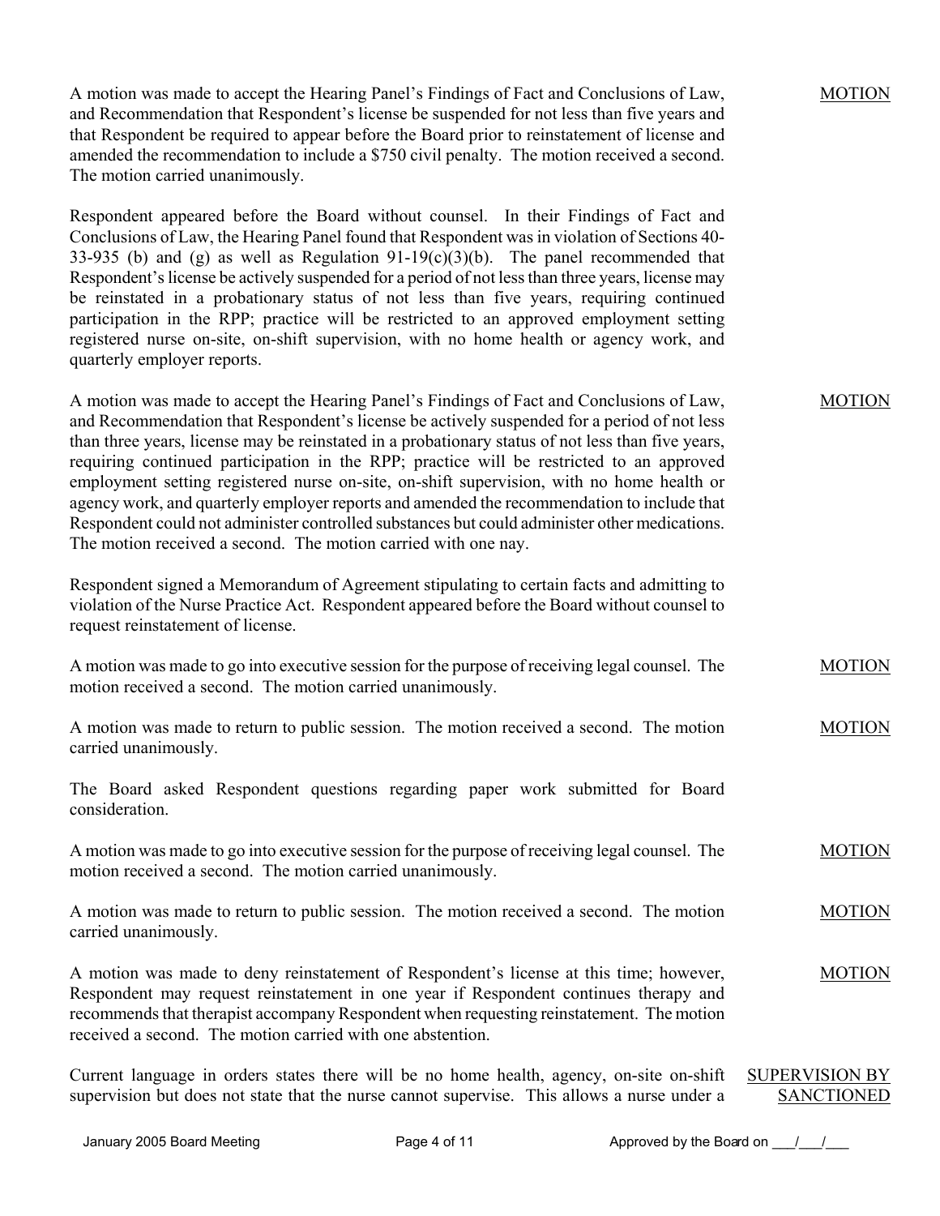A motion was made to accept the Hearing Panel's Findings of Fact and Conclusions of Law, and Recommendation that Respondent's license be suspended for not less than five years and that Respondent be required to appear before the Board prior to reinstatement of license and amended the recommendation to include a $750 civil penalty. The motion received a second. The motion carried unanimously. — MOTION

Respondent appeared before the Board without counsel. In their Findings of Fact and Conclusions of Law, the Hearing Panel found that Respondent was in violation of Sections 40-33-935 (b) and (g) as well as Regulation 91-19(c)(3)(b). The panel recommended that Respondent's license be actively suspended for a period of not less than three years, license may be reinstated in a probationary status of not less than five years, requiring continued participation in the RPP; practice will be restricted to an approved employment setting registered nurse on-site, on-shift supervision, with no home health or agency work, and quarterly employer reports.

A motion was made to accept the Hearing Panel's Findings of Fact and Conclusions of Law, and Recommendation that Respondent's license be actively suspended for a period of not less than three years, license may be reinstated in a probationary status of not less than five years, requiring continued participation in the RPP; practice will be restricted to an approved employment setting registered nurse on-site, on-shift supervision, with no home health or agency work, and quarterly employer reports and amended the recommendation to include that Respondent could not administer controlled substances but could administer other medications. The motion received a second. The motion carried with one nay. — MOTION

Respondent signed a Memorandum of Agreement stipulating to certain facts and admitting to violation of the Nurse Practice Act. Respondent appeared before the Board without counsel to request reinstatement of license.

A motion was made to go into executive session for the purpose of receiving legal counsel. The motion received a second. The motion carried unanimously. — MOTION

A motion was made to return to public session. The motion received a second. The motion carried unanimously. — MOTION

The Board asked Respondent questions regarding paper work submitted for Board consideration.

A motion was made to go into executive session for the purpose of receiving legal counsel. The motion received a second. The motion carried unanimously. — MOTION

A motion was made to return to public session. The motion received a second. The motion carried unanimously. — MOTION

A motion was made to deny reinstatement of Respondent's license at this time; however, Respondent may request reinstatement in one year if Respondent continues therapy and recommends that therapist accompany Respondent when requesting reinstatement. The motion received a second. The motion carried with one abstention. — MOTION

SUPERVISION BY SANCTIONED

Current language in orders states there will be no home health, agency, on-site on-shift supervision but does not state that the nurse cannot supervise. This allows a nurse under a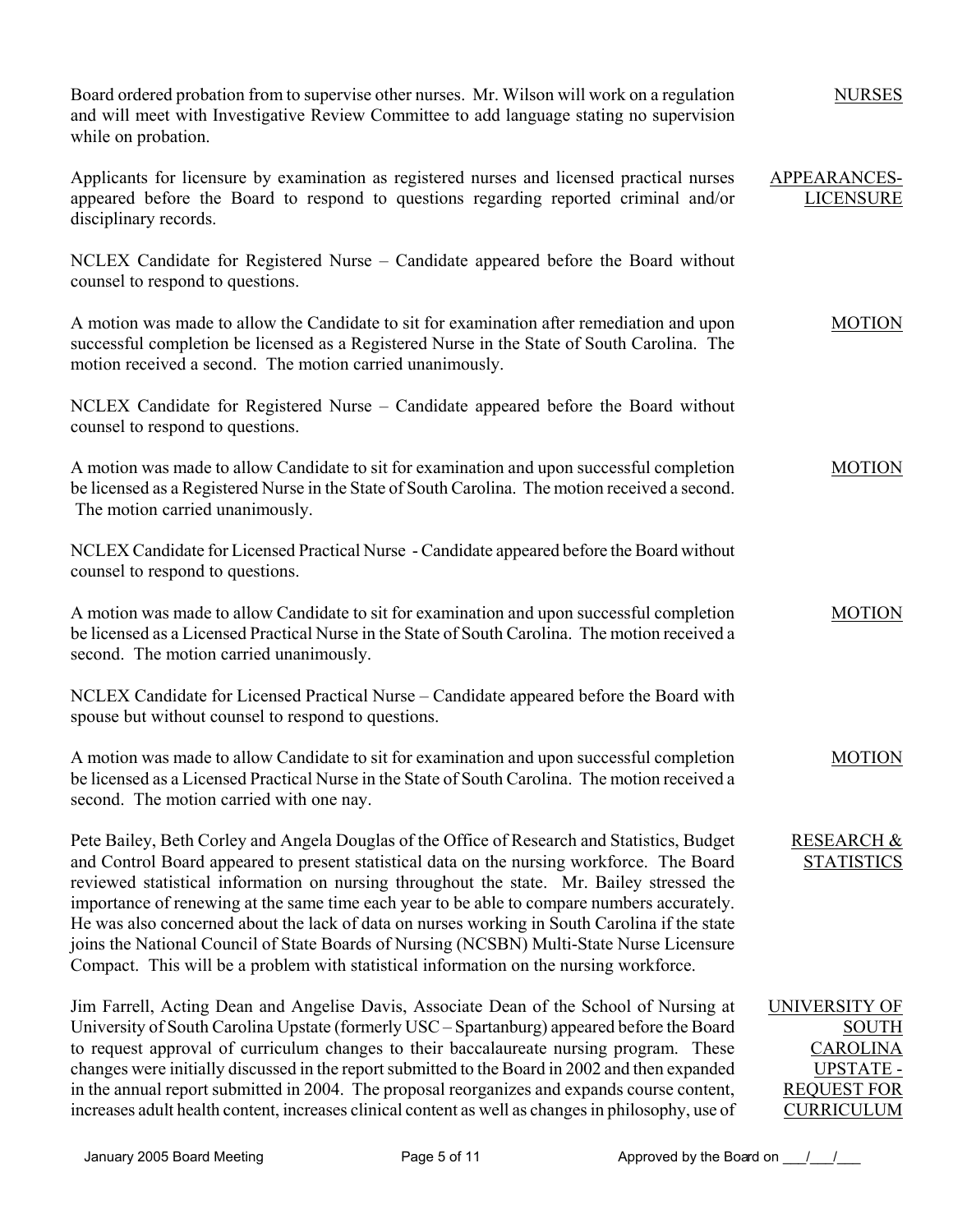Board ordered probation from to supervise other nurses. Mr. Wilson will work on a regulation and will meet with Investigative Review Committee to add language stating no supervision while on probation. NURSES

APPEARANCES-LICENSURE

Applicants for licensure by examination as registered nurses and licensed practical nurses appeared before the Board to respond to questions regarding reported criminal and/or disciplinary records.

NCLEX Candidate for Registered Nurse – Candidate appeared before the Board without counsel to respond to questions.

MOTION

A motion was made to allow the Candidate to sit for examination after remediation and upon successful completion be licensed as a Registered Nurse in the State of South Carolina. The motion received a second. The motion carried unanimously.

NCLEX Candidate for Registered Nurse – Candidate appeared before the Board without counsel to respond to questions.

MOTION

A motion was made to allow Candidate to sit for examination and upon successful completion be licensed as a Registered Nurse in the State of South Carolina. The motion received a second. The motion carried unanimously.

NCLEX Candidate for Licensed Practical Nurse - Candidate appeared before the Board without counsel to respond to questions.

MOTION

A motion was made to allow Candidate to sit for examination and upon successful completion be licensed as a Licensed Practical Nurse in the State of South Carolina. The motion received a second. The motion carried unanimously.

NCLEX Candidate for Licensed Practical Nurse – Candidate appeared before the Board with spouse but without counsel to respond to questions.

MOTION

A motion was made to allow Candidate to sit for examination and upon successful completion be licensed as a Licensed Practical Nurse in the State of South Carolina. The motion received a second. The motion carried with one nay.

RESEARCH & STATISTICS

Pete Bailey, Beth Corley and Angela Douglas of the Office of Research and Statistics, Budget and Control Board appeared to present statistical data on the nursing workforce. The Board reviewed statistical information on nursing throughout the state. Mr. Bailey stressed the importance of renewing at the same time each year to be able to compare numbers accurately. He was also concerned about the lack of data on nurses working in South Carolina if the state joins the National Council of State Boards of Nursing (NCSBN) Multi-State Nurse Licensure Compact. This will be a problem with statistical information on the nursing workforce.

UNIVERSITY OF SOUTH CAROLINA UPSTATE - REQUEST FOR CURRICULUM

Jim Farrell, Acting Dean and Angelise Davis, Associate Dean of the School of Nursing at University of South Carolina Upstate (formerly USC – Spartanburg) appeared before the Board to request approval of curriculum changes to their baccalaureate nursing program. These changes were initially discussed in the report submitted to the Board in 2002 and then expanded in the annual report submitted in 2004. The proposal reorganizes and expands course content, increases adult health content, increases clinical content as well as changes in philosophy, use of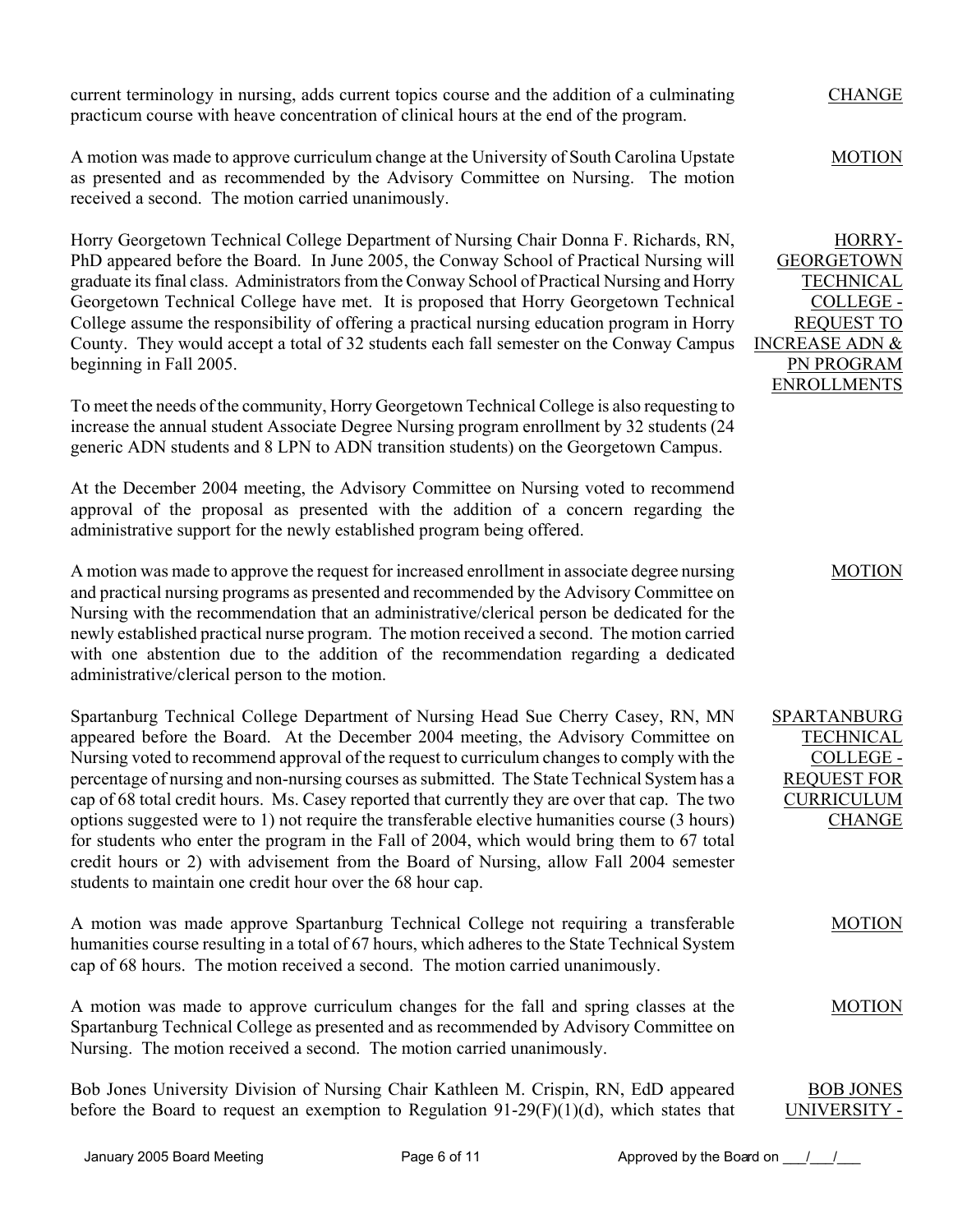current terminology in nursing, adds current topics course and the addition of a culminating practicum course with heave concentration of clinical hours at the end of the program. CHANGE

MOTION

A motion was made to approve curriculum change at the University of South Carolina Upstate as presented and as recommended by the Advisory Committee on Nursing. The motion received a second. The motion carried unanimously.

HORRY-GEORGETOWN TECHNICAL COLLEGE - REQUEST TO INCREASE ADN & PN PROGRAM ENROLLMENTS

Horry Georgetown Technical College Department of Nursing Chair Donna F. Richards, RN, PhD appeared before the Board. In June 2005, the Conway School of Practical Nursing will graduate its final class. Administrators from the Conway School of Practical Nursing and Horry Georgetown Technical College have met. It is proposed that Horry Georgetown Technical College assume the responsibility of offering a practical nursing education program in Horry County. They would accept a total of 32 students each fall semester on the Conway Campus beginning in Fall 2005.

To meet the needs of the community, Horry Georgetown Technical College is also requesting to increase the annual student Associate Degree Nursing program enrollment by 32 students (24 generic ADN students and 8 LPN to ADN transition students) on the Georgetown Campus.

At the December 2004 meeting, the Advisory Committee on Nursing voted to recommend approval of the proposal as presented with the addition of a concern regarding the administrative support for the newly established program being offered.

MOTION

A motion was made to approve the request for increased enrollment in associate degree nursing and practical nursing programs as presented and recommended by the Advisory Committee on Nursing with the recommendation that an administrative/clerical person be dedicated for the newly established practical nurse program. The motion received a second. The motion carried with one abstention due to the addition of the recommendation regarding a dedicated administrative/clerical person to the motion.

SPARTANBURG TECHNICAL COLLEGE - REQUEST FOR CURRICULUM CHANGE

Spartanburg Technical College Department of Nursing Head Sue Cherry Casey, RN, MN appeared before the Board. At the December 2004 meeting, the Advisory Committee on Nursing voted to recommend approval of the request to curriculum changes to comply with the percentage of nursing and non-nursing courses as submitted. The State Technical System has a cap of 68 total credit hours. Ms. Casey reported that currently they are over that cap. The two options suggested were to 1) not require the transferable elective humanities course (3 hours) for students who enter the program in the Fall of 2004, which would bring them to 67 total credit hours or 2) with advisement from the Board of Nursing, allow Fall 2004 semester students to maintain one credit hour over the 68 hour cap.

MOTION

A motion was made approve Spartanburg Technical College not requiring a transferable humanities course resulting in a total of 67 hours, which adheres to the State Technical System cap of 68 hours. The motion received a second. The motion carried unanimously.

MOTION

A motion was made to approve curriculum changes for the fall and spring classes at the Spartanburg Technical College as presented and as recommended by Advisory Committee on Nursing. The motion received a second. The motion carried unanimously.

BOB JONES UNIVERSITY -

Bob Jones University Division of Nursing Chair Kathleen M. Crispin, RN, EdD appeared before the Board to request an exemption to Regulation 91-29(F)(1)(d), which states that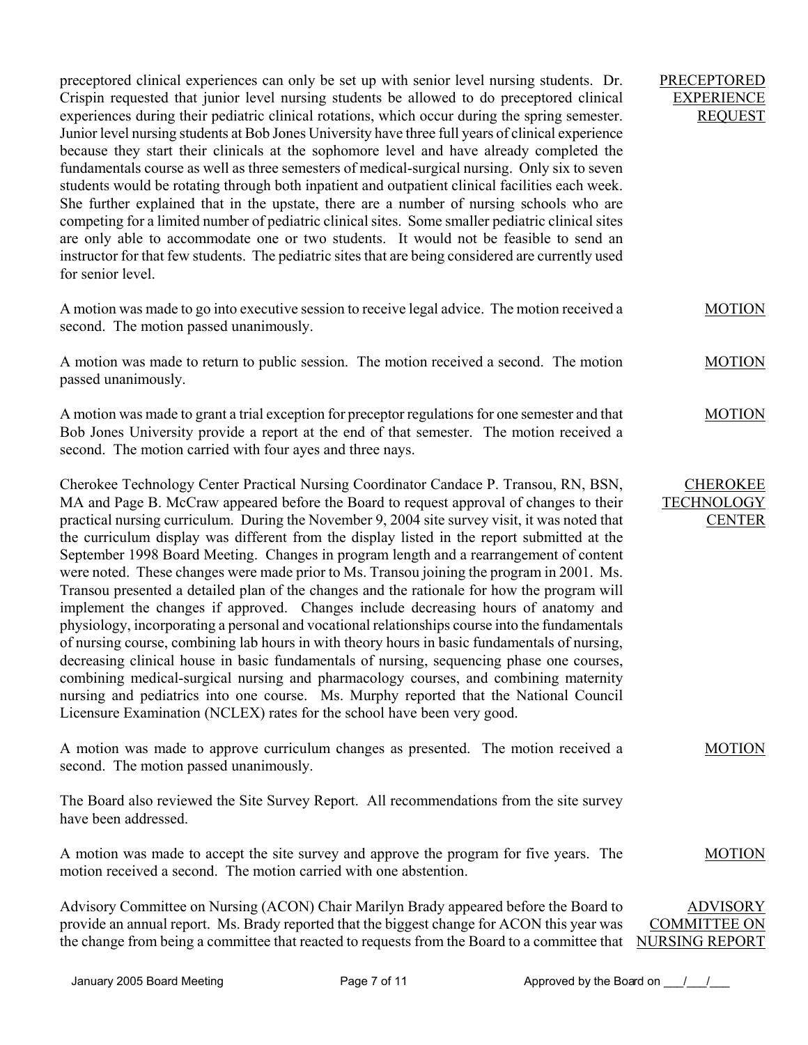preceptored clinical experiences can only be set up with senior level nursing students. Dr. Crispin requested that junior level nursing students be allowed to do preceptored clinical experiences during their pediatric clinical rotations, which occur during the spring semester. Junior level nursing students at Bob Jones University have three full years of clinical experience because they start their clinicals at the sophomore level and have already completed the fundamentals course as well as three semesters of medical-surgical nursing. Only six to seven students would be rotating through both inpatient and outpatient clinical facilities each week. She further explained that in the upstate, there are a number of nursing schools who are competing for a limited number of pediatric clinical sites. Some smaller pediatric clinical sites are only able to accommodate one or two students. It would not be feasible to send an instructor for that few students. The pediatric sites that are being considered are currently used for senior level.

**PRECEPTORED EXPERIENCE REQUEST**

A motion was made to go into executive session to receive legal advice. The motion received a second. The motion passed unanimously.

**MOTION**

A motion was made to return to public session. The motion received a second. The motion passed unanimously.

**MOTION**

A motion was made to grant a trial exception for preceptor regulations for one semester and that Bob Jones University provide a report at the end of that semester. The motion received a second. The motion carried with four ayes and three nays.

**MOTION**

**CHEROKEE TECHNOLOGY CENTER**

Cherokee Technology Center Practical Nursing Coordinator Candace P. Transou, RN, BSN, MA and Page B. McCraw appeared before the Board to request approval of changes to their practical nursing curriculum. During the November 9, 2004 site survey visit, it was noted that the curriculum display was different from the display listed in the report submitted at the September 1998 Board Meeting. Changes in program length and a rearrangement of content were noted. These changes were made prior to Ms. Transou joining the program in 2001. Ms. Transou presented a detailed plan of the changes and the rationale for how the program will implement the changes if approved. Changes include decreasing hours of anatomy and physiology, incorporating a personal and vocational relationships course into the fundamentals of nursing course, combining lab hours in with theory hours in basic fundamentals of nursing, decreasing clinical house in basic fundamentals of nursing, sequencing phase one courses, combining medical-surgical nursing and pharmacology courses, and combining maternity nursing and pediatrics into one course. Ms. Murphy reported that the National Council Licensure Examination (NCLEX) rates for the school have been very good.

A motion was made to approve curriculum changes as presented. The motion received a second. The motion passed unanimously.

**MOTION**

The Board also reviewed the Site Survey Report. All recommendations from the site survey have been addressed.

A motion was made to accept the site survey and approve the program for five years. The motion received a second. The motion carried with one abstention.

**MOTION**

**ADVISORY COMMITTEE ON NURSING REPORT**

Advisory Committee on Nursing (ACON) Chair Marilyn Brady appeared before the Board to provide an annual report. Ms. Brady reported that the biggest change for ACON this year was the change from being a committee that reacted to requests from the Board to a committee that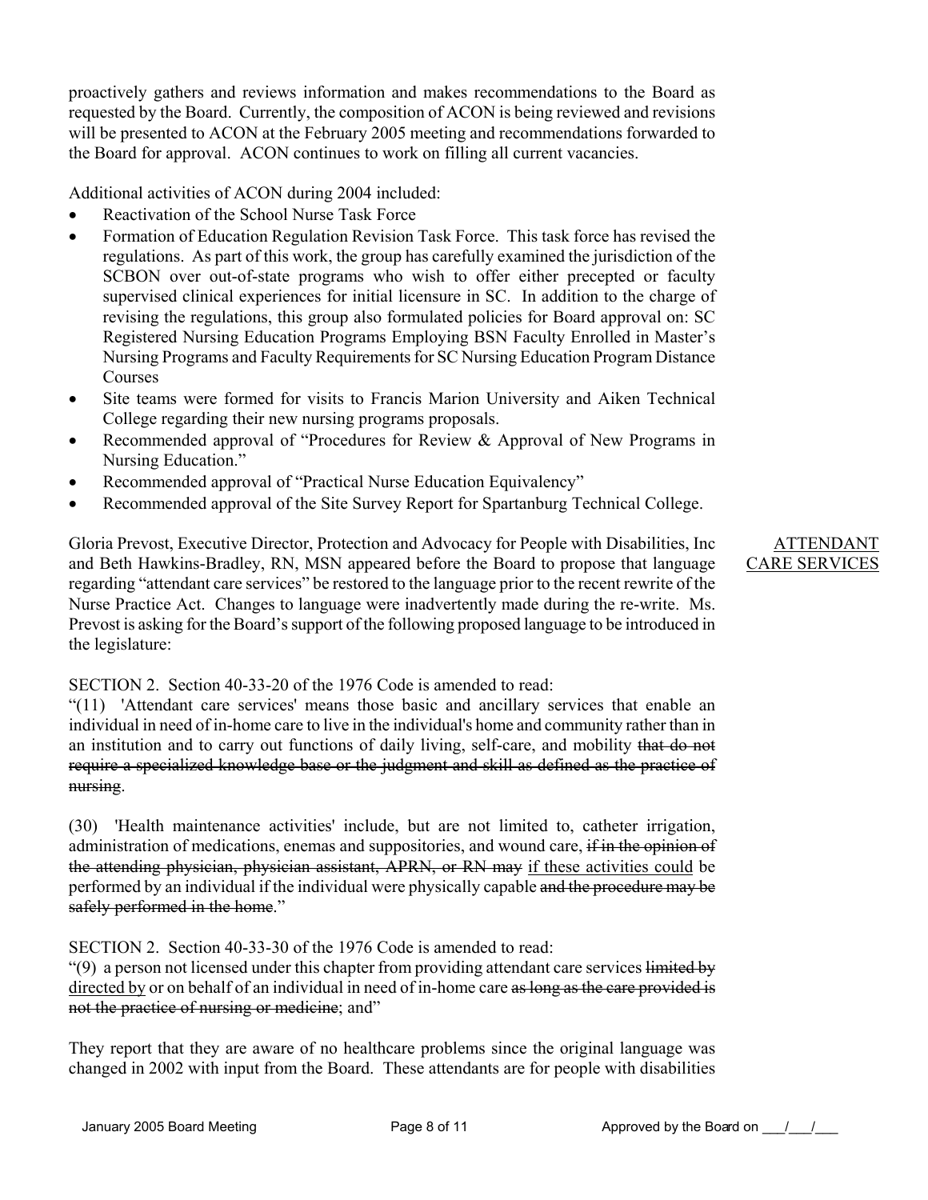proactively gathers and reviews information and makes recommendations to the Board as requested by the Board. Currently, the composition of ACON is being reviewed and revisions will be presented to ACON at the February 2005 meeting and recommendations forwarded to the Board for approval. ACON continues to work on filling all current vacancies.

Additional activities of ACON during 2004 included:

- Reactivation of the School Nurse Task Force
- Formation of Education Regulation Revision Task Force. This task force has revised the regulations. As part of this work, the group has carefully examined the jurisdiction of the SCBON over out-of-state programs who wish to offer either precepted or faculty supervised clinical experiences for initial licensure in SC. In addition to the charge of revising the regulations, this group also formulated policies for Board approval on: SC Registered Nursing Education Programs Employing BSN Faculty Enrolled in Master's Nursing Programs and Faculty Requirements for SC Nursing Education Program Distance Courses
- Site teams were formed for visits to Francis Marion University and Aiken Technical College regarding their new nursing programs proposals.
- Recommended approval of "Procedures for Review & Approval of New Programs in Nursing Education."
- Recommended approval of "Practical Nurse Education Equivalency"
- Recommended approval of the Site Survey Report for Spartanburg Technical College.

<u>ATTENDANT CARE SERVICES</u>

Gloria Prevost, Executive Director, Protection and Advocacy for People with Disabilities, Inc and Beth Hawkins-Bradley, RN, MSN appeared before the Board to propose that language regarding "attendant care services" be restored to the language prior to the recent rewrite of the Nurse Practice Act. Changes to language were inadvertently made during the re-write. Ms. Prevost is asking for the Board's support of the following proposed language to be introduced in the legislature:

SECTION 2. Section 40-33-20 of the 1976 Code is amended to read:
"(11) 'Attendant care services' means those basic and ancillary services that enable an individual in need of in-home care to live in the individual's home and community rather than in an institution and to carry out functions of daily living, self-care, and mobility ~~that do not require a specialized knowledge base or the judgment and skill as defined as the practice of nursing~~.

(30) 'Health maintenance activities' include, but are not limited to, catheter irrigation, administration of medications, enemas and suppositories, and wound care, ~~if in the opinion of the attending physician, physician assistant, APRN, or RN may~~ <u>if these activities could</u> be performed by an individual if the individual were physically capable ~~and the procedure may be safely performed in the home~~."

SECTION 2. Section 40-33-30 of the 1976 Code is amended to read:
"(9) a person not licensed under this chapter from providing attendant care services ~~limited by~~ <u>directed by</u> or on behalf of an individual in need of in-home care ~~as long as the care provided is not the practice of nursing or medicine~~; and"

They report that they are aware of no healthcare problems since the original language was changed in 2002 with input from the Board. These attendants are for people with disabilities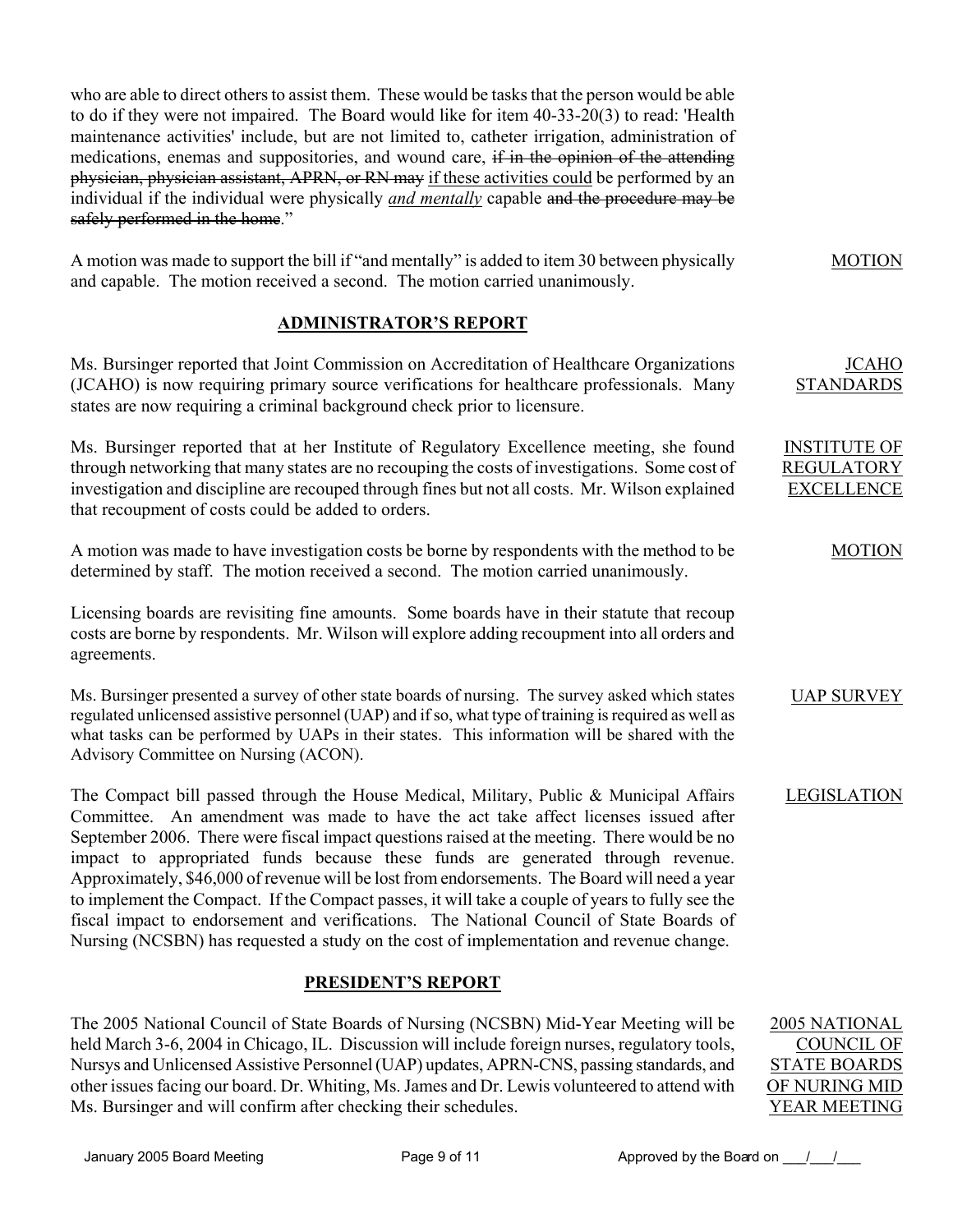who are able to direct others to assist them. These would be tasks that the person would be able to do if they were not impaired. The Board would like for item 40-33-20(3) to read: 'Health maintenance activities' include, but are not limited to, catheter irrigation, administration of medications, enemas and suppositories, and wound care, ~~if in the opinion of the attending physician, physician assistant, APRN, or RN may~~ <u>if these activities could</u> be performed by an individual if the individual were physically <u>*and mentally*</u> capable ~~and the procedure may be safely performed in the home~~."

A motion was made to support the bill if "and mentally" is added to item 30 between physically and capable. The motion received a second. The motion carried unanimously.

<u>MOTION</u>

## ADMINISTRATOR'S REPORT

<u>JCAHO STANDARDS</u>

Ms. Bursinger reported that Joint Commission on Accreditation of Healthcare Organizations (JCAHO) is now requiring primary source verifications for healthcare professionals. Many states are now requiring a criminal background check prior to licensure.

<u>INSTITUTE OF REGULATORY EXCELLENCE</u>

Ms. Bursinger reported that at her Institute of Regulatory Excellence meeting, she found through networking that many states are no recouping the costs of investigations. Some cost of investigation and discipline are recouped through fines but not all costs. Mr. Wilson explained that recoupment of costs could be added to orders.

<u>MOTION</u>

A motion was made to have investigation costs be borne by respondents with the method to be determined by staff. The motion received a second. The motion carried unanimously.

Licensing boards are revisiting fine amounts. Some boards have in their statute that recoup costs are borne by respondents. Mr. Wilson will explore adding recoupment into all orders and agreements.

<u>UAP SURVEY</u>

Ms. Bursinger presented a survey of other state boards of nursing. The survey asked which states regulated unlicensed assistive personnel (UAP) and if so, what type of training is required as well as what tasks can be performed by UAPs in their states. This information will be shared with the Advisory Committee on Nursing (ACON).

<u>LEGISLATION</u>

The Compact bill passed through the House Medical, Military, Public & Municipal Affairs Committee. An amendment was made to have the act take affect licenses issued after September 2006. There were fiscal impact questions raised at the meeting. There would be no impact to appropriated funds because these funds are generated through revenue. Approximately, $46,000 of revenue will be lost from endorsements. The Board will need a year to implement the Compact. If the Compact passes, it will take a couple of years to fully see the fiscal impact to endorsement and verifications. The National Council of State Boards of Nursing (NCSBN) has requested a study on the cost of implementation and revenue change.

## PRESIDENT'S REPORT

<u>2005 NATIONAL COUNCIL OF STATE BOARDS OF NURING MID YEAR MEETING</u>

The 2005 National Council of State Boards of Nursing (NCSBN) Mid-Year Meeting will be held March 3-6, 2004 in Chicago, IL. Discussion will include foreign nurses, regulatory tools, Nursys and Unlicensed Assistive Personnel (UAP) updates, APRN-CNS, passing standards, and other issues facing our board. Dr. Whiting, Ms. James and Dr. Lewis volunteered to attend with Ms. Bursinger and will confirm after checking their schedules.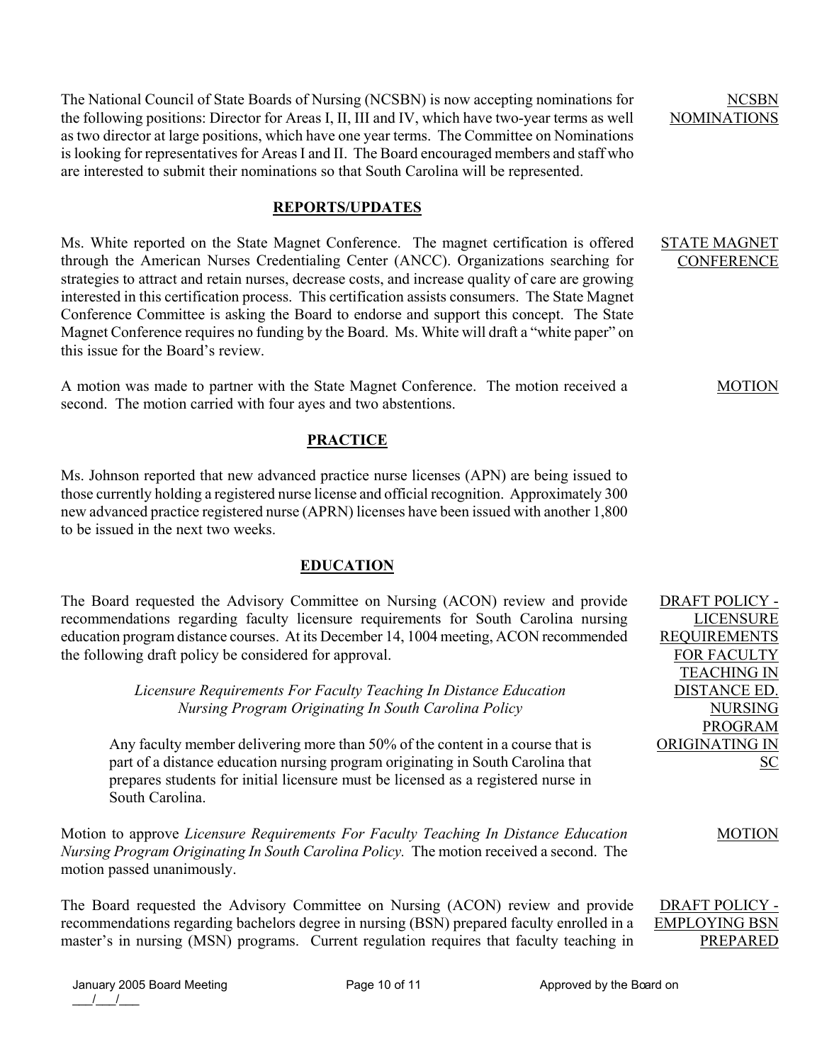The National Council of State Boards of Nursing (NCSBN) is now accepting nominations for the following positions: Director for Areas I, II, III and IV, which have two-year terms as well as two director at large positions, which have one year terms. The Committee on Nominations is looking for representatives for Areas I and II. The Board encouraged members and staff who are interested to submit their nominations so that South Carolina will be represented.

NCSBN NOMINATIONS

## REPORTS/UPDATES

Ms. White reported on the State Magnet Conference. The magnet certification is offered through the American Nurses Credentialing Center (ANCC). Organizations searching for strategies to attract and retain nurses, decrease costs, and increase quality of care are growing interested in this certification process. This certification assists consumers. The State Magnet Conference Committee is asking the Board to endorse and support this concept. The State Magnet Conference requires no funding by the Board. Ms. White will draft a "white paper" on this issue for the Board's review.

STATE MAGNET CONFERENCE

A motion was made to partner with the State Magnet Conference. The motion received a second. The motion carried with four ayes and two abstentions.

MOTION

## PRACTICE

Ms. Johnson reported that new advanced practice nurse licenses (APN) are being issued to those currently holding a registered nurse license and official recognition. Approximately 300 new advanced practice registered nurse (APRN) licenses have been issued with another 1,800 to be issued in the next two weeks.

## EDUCATION

The Board requested the Advisory Committee on Nursing (ACON) review and provide recommendations regarding faculty licensure requirements for South Carolina nursing education program distance courses. At its December 14, 1004 meeting, ACON recommended the following draft policy be considered for approval.

DRAFT POLICY - LICENSURE REQUIREMENTS FOR FACULTY TEACHING IN DISTANCE ED. NURSING PROGRAM ORIGINATING IN SC

*Licensure Requirements For Faculty Teaching In Distance Education Nursing Program Originating In South Carolina Policy*

> Any faculty member delivering more than 50% of the content in a course that is part of a distance education nursing program originating in South Carolina that prepares students for initial licensure must be licensed as a registered nurse in South Carolina.

Motion to approve *Licensure Requirements For Faculty Teaching In Distance Education Nursing Program Originating In South Carolina Policy.* The motion received a second. The motion passed unanimously.

MOTION

The Board requested the Advisory Committee on Nursing (ACON) review and provide recommendations regarding bachelors degree in nursing (BSN) prepared faculty enrolled in a master's in nursing (MSN) programs. Current regulation requires that faculty teaching in

DRAFT POLICY - EMPLOYING BSN PREPARED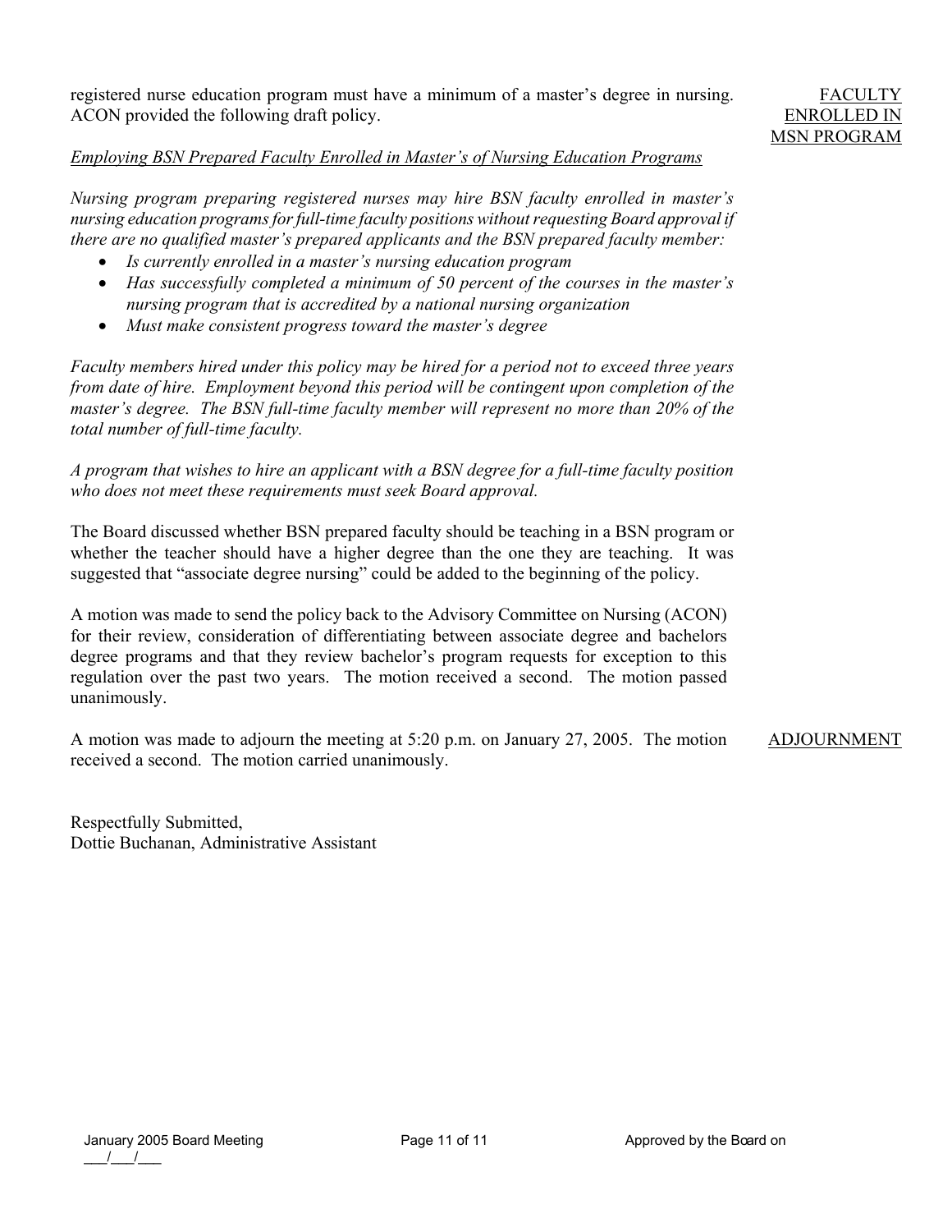registered nurse education program must have a minimum of a master's degree in nursing. ACON provided the following draft policy.

FACULTY ENROLLED IN MSN PROGRAM

*Employing BSN Prepared Faculty Enrolled in Master's of Nursing Education Programs*

*Nursing program preparing registered nurses may hire BSN faculty enrolled in master's nursing education programs for full-time faculty positions without requesting Board approval if there are no qualified master's prepared applicants and the BSN prepared faculty member:*

- *Is currently enrolled in a master's nursing education program*
- *Has successfully completed a minimum of 50 percent of the courses in the master's nursing program that is accredited by a national nursing organization*
- *Must make consistent progress toward the master's degree*

*Faculty members hired under this policy may be hired for a period not to exceed three years from date of hire. Employment beyond this period will be contingent upon completion of the master's degree. The BSN full-time faculty member will represent no more than 20% of the total number of full-time faculty.*

*A program that wishes to hire an applicant with a BSN degree for a full-time faculty position who does not meet these requirements must seek Board approval.*

The Board discussed whether BSN prepared faculty should be teaching in a BSN program or whether the teacher should have a higher degree than the one they are teaching. It was suggested that "associate degree nursing" could be added to the beginning of the policy.

A motion was made to send the policy back to the Advisory Committee on Nursing (ACON) for their review, consideration of differentiating between associate degree and bachelors degree programs and that they review bachelor's program requests for exception to this regulation over the past two years. The motion received a second. The motion passed unanimously.

ADJOURNMENT

A motion was made to adjourn the meeting at 5:20 p.m. on January 27, 2005. The motion received a second. The motion carried unanimously.

Respectfully Submitted,
Dottie Buchanan, Administrative Assistant